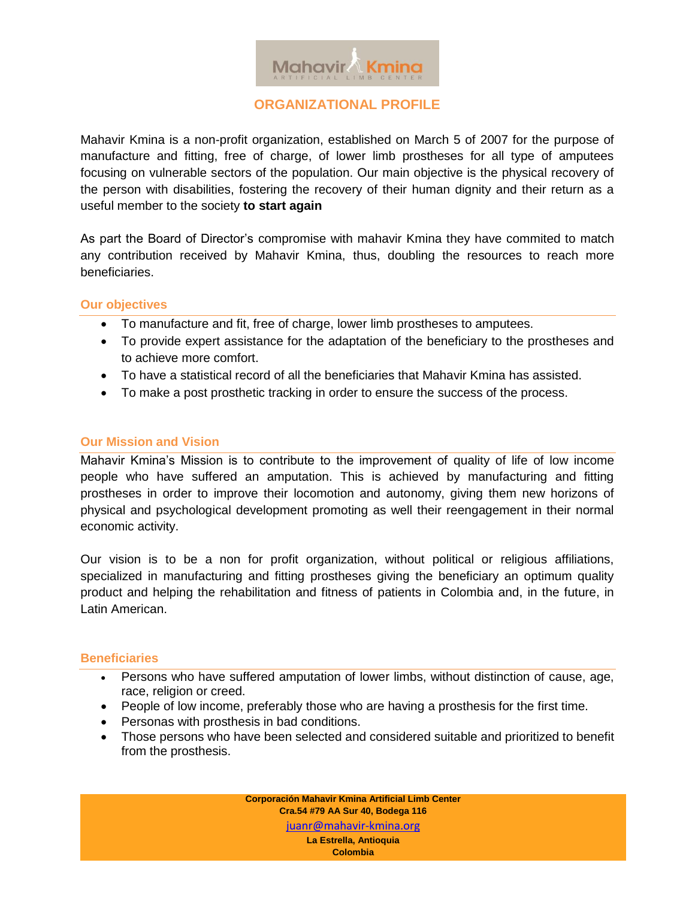# ORGANIZATIONAL PROFILE

Mahavir Kmina is a non-profit organization, established on March 5 of 2007 for the purpose of manufacture and fitting, free of charge, of lower limb prostheses for all type of amputees focusing on vulnerable sectors of the population. Our main objective is the physical recovery of the person with disabilities, fostering the recovery of their human dignity and their return as a useful member to the society **to start again**

As part the Board of Director's compromise with mahavir Kmina they have commited to match any contribution received by Mahavir Kmina, thus, doubling the resources to reach more beneficiaries.

## Our objectives

- To manufacture and fit, free of charge, lower limb prostheses to amputees.
- To provide expert assistance for the adaptation of the beneficiary to the prostheses and to achieve more comfort.
- To have a statistical record of all the beneficiaries that Mahavir Kmina has assisted.
- To make a post prosthetic tracking in order to ensure the success of the process.

## Our Mission and Vision

Mahavir Kmina's Mission is to contribute to the improvement of quality of life of low income people who have suffered an amputation. This is achieved by manufacturing and fitting prostheses in order to improve their locomotion and autonomy, giving them new horizons of physical and psychological development promoting as well their reengagement in their normal economic activity.

Our vision is to be a non for profit organization, without political or religious affiliations, specialized in manufacturing and fitting prostheses giving the beneficiary an optimum quality product and helping the rehabilitation and fitness of patients in Colombia and, in the future, in Latin American.

## Beneficiaries

- Persons who have suffered amputation of lower limbs, without distinction of cause, age, race, religion or creed.
- People of low income, preferably those who are having a prosthesis for the first time.
- Personas with prosthesis in bad conditions.
- Those persons who have been selected and considered suitable and prioritized to benefit from the prosthesis.

**Corporación Mahavir Kmina Artificial Limb Center**
**Cra.54 #79 AA Sur 40, Bodega 116**
juanr@mahavir-kmina.org
**La Estrella, Antioquia**
**Colombia**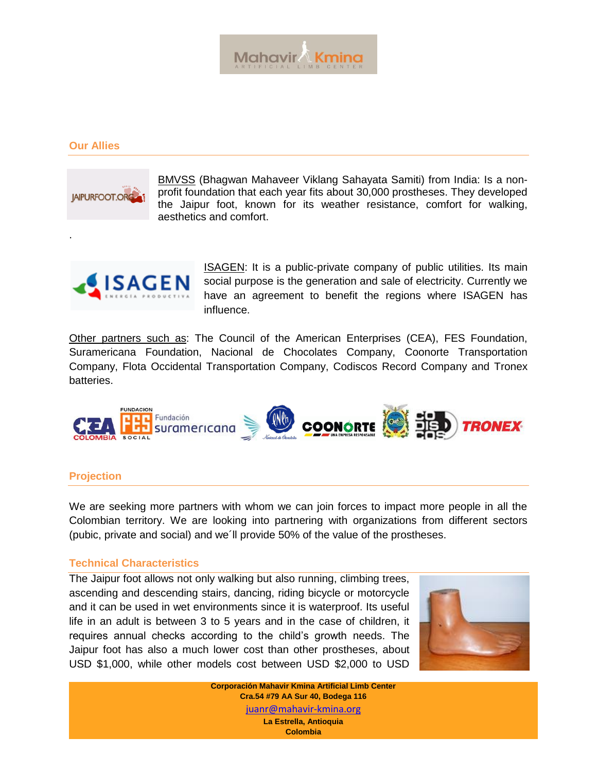## Our Allies

BMVSS (Bhagwan Mahaveer Viklang Sahayata Samiti) from India: Is a non-profit foundation that each year fits about 30,000 prostheses. They developed the Jaipur foot, known for its weather resistance, comfort for walking, aesthetics and comfort.

.

ISAGEN: It is a public-private company of public utilities. Its main social purpose is the generation and sale of electricity. Currently we have an agreement to benefit the regions where ISAGEN has influence.

Other partners such as: The Council of the American Enterprises (CEA), FES Foundation, Suramericana Foundation, Nacional de Chocolates Company, Coonorte Transportation Company, Flota Occidental Transportation Company, Codiscos Record Company and Tronex batteries.

## Projection

We are seeking more partners with whom we can join forces to impact more people in all the Colombian territory. We are looking into partnering with organizations from different sectors (pubic, private and social) and we´ll provide 50% of the value of the prostheses.

## Technical Characteristics

The Jaipur foot allows not only walking but also running, climbing trees, ascending and descending stairs, dancing, riding bicycle or motorcycle and it can be used in wet environments since it is waterproof. Its useful life in an adult is between 3 to 5 years and in the case of children, it requires annual checks according to the child's growth needs. The Jaipur foot has also a much lower cost than other prostheses, about USD $1,000, while other models cost between USD $2,000 to USD

**Corporación Mahavir Kmina Artificial Limb Center**
**Cra.54 #79 AA Sur 40, Bodega 116**
juanr@mahavir-kmina.org
**La Estrella, Antioquia**
**Colombia**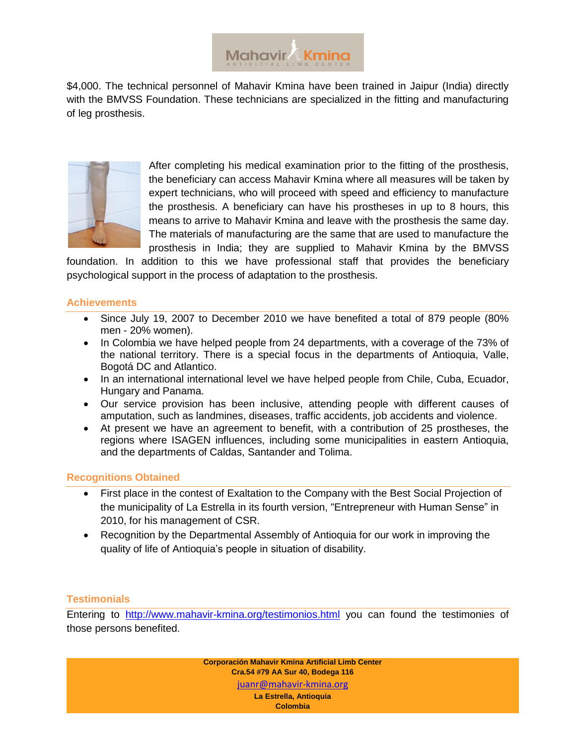$4,000. The technical personnel of Mahavir Kmina have been trained in Jaipur (India) directly with the BMVSS Foundation. These technicians are specialized in the fitting and manufacturing of leg prosthesis.

After completing his medical examination prior to the fitting of the prosthesis, the beneficiary can access Mahavir Kmina where all measures will be taken by expert technicians, who will proceed with speed and efficiency to manufacture the prosthesis. A beneficiary can have his prostheses in up to 8 hours, this means to arrive to Mahavir Kmina and leave with the prosthesis the same day. The materials of manufacturing are the same that are used to manufacture the prosthesis in India; they are supplied to Mahavir Kmina by the BMVSS foundation. In addition to this we have professional staff that provides the beneficiary psychological support in the process of adaptation to the prosthesis.

## Achievements

- Since July 19, 2007 to December 2010 we have benefited a total of 879 people (80% men - 20% women).
- In Colombia we have helped people from 24 departments, with a coverage of the 73% of the national territory. There is a special focus in the departments of Antioquia, Valle, Bogotá DC and Atlantico.
- In an international international level we have helped people from Chile, Cuba, Ecuador, Hungary and Panama.
- Our service provision has been inclusive, attending people with different causes of amputation, such as landmines, diseases, traffic accidents, job accidents and violence.
- At present we have an agreement to benefit, with a contribution of 25 prostheses, the regions where ISAGEN influences, including some municipalities in eastern Antioquia, and the departments of Caldas, Santander and Tolima.

## Recognitions Obtained

- First place in the contest of Exaltation to the Company with the Best Social Projection of the municipality of La Estrella in its fourth version, "Entrepreneur with Human Sense" in 2010, for his management of CSR.
- Recognition by the Departmental Assembly of Antioquia for our work in improving the quality of life of Antioquia's people in situation of disability.

## Testimonials

Entering to http://www.mahavir-kmina.org/testimonios.html you can found the testimonies of those persons benefited.

**Corporación Mahavir Kmina Artificial Limb Center**
**Cra.54 #79 AA Sur 40, Bodega 116**
juanr@mahavir-kmina.org
**La Estrella, Antioquia**
**Colombia**